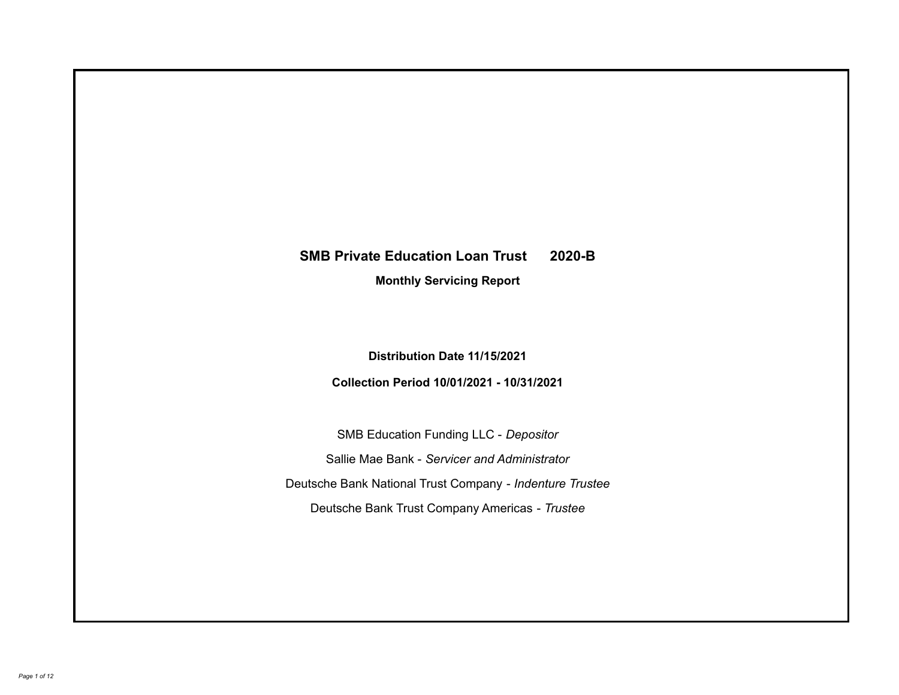# SMB Private Education Loan Trust 2020-B

## Monthly Servicing Report

**Distribution Date 11/15/2021**

**Collection Period 10/01/2021 - 10/31/2021**

SMB Education Funding LLC - *Depositor*

Sallie Mae Bank - *Servicer and Administrator*

Deutsche Bank National Trust Company - *Indenture Trustee*

Deutsche Bank Trust Company Americas - *Trustee*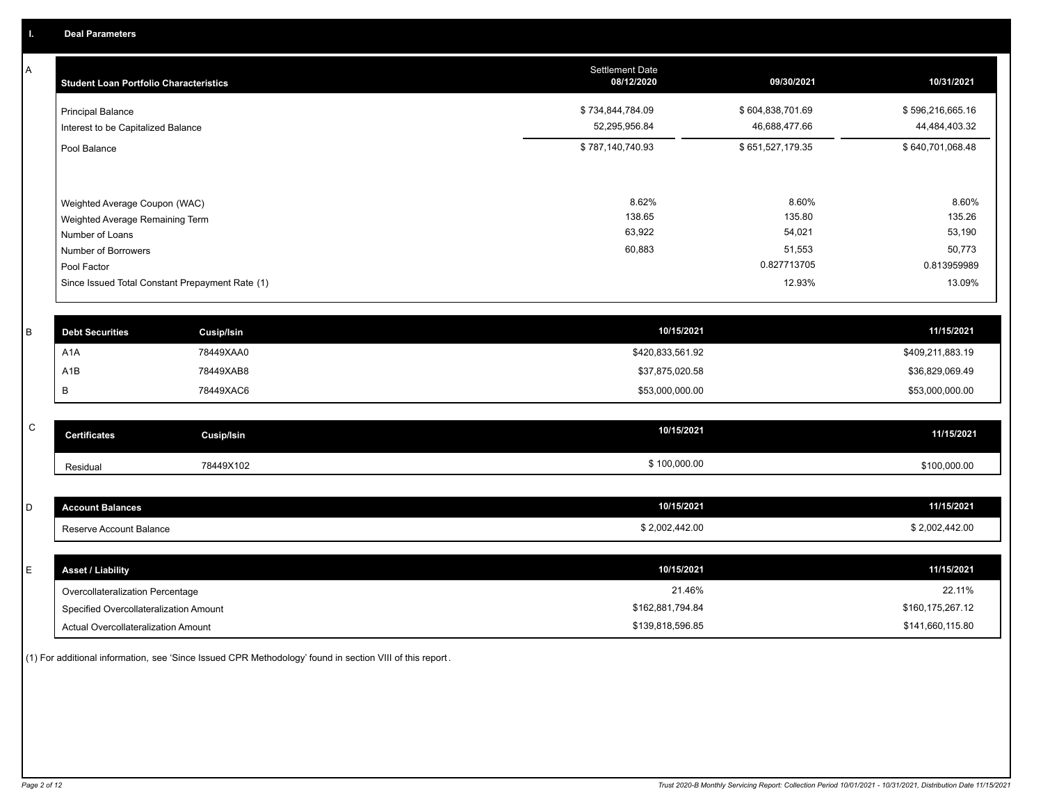## I. Deal Parameters

### A

| Student Loan Portfolio Characteristics | Settlement Date 08/12/2020 | 09/30/2021 | 10/31/2021 |
|---|---|---|---|
| Principal Balance | $ 734,844,784.09 | $ 604,838,701.69 | $ 596,216,665.16 |
| Interest to be Capitalized Balance | 52,295,956.84 | 46,688,477.66 | 44,484,403.32 |
| Pool Balance | $ 787,140,740.93 | $ 651,527,179.35 | $ 640,701,068.48 |
| Weighted Average Coupon (WAC) | 8.62% | 8.60% | 8.60% |
| Weighted Average Remaining Term | 138.65 | 135.80 | 135.26 |
| Number of Loans | 63,922 | 54,021 | 53,190 |
| Number of Borrowers | 60,883 | 51,553 | 50,773 |
| Pool Factor | | 0.827713705 | 0.813959989 |
| Since Issued Total Constant Prepayment Rate (1) | | 12.93% | 13.09% |

### B

| Debt Securities | Cusip/Isin | 10/15/2021 | 11/15/2021 |
|---|---|---|---|
| A1A | 78449XAA0 | $420,833,561.92 | $409,211,883.19 |
| A1B | 78449XAB8 | $37,875,020.58 | $36,829,069.49 |
| B | 78449XAC6 | $53,000,000.00 | $53,000,000.00 |

### C

| Certificates | Cusip/Isin | 10/15/2021 | 11/15/2021 |
|---|---|---|---|
| Residual | 78449X102 | $ 100,000.00 | $100,000.00 |

### D

| Account Balances | 10/15/2021 | 11/15/2021 |
|---|---|---|
| Reserve Account Balance | $ 2,002,442.00 | $ 2,002,442.00 |

### E

| Asset / Liability | 10/15/2021 | 11/15/2021 |
|---|---|---|
| Overcollateralization Percentage | 21.46% | 22.11% |
| Specified Overcollateralization Amount | $162,881,794.84 | $160,175,267.12 |
| Actual Overcollateralization Amount | $139,818,596.85 | $141,660,115.80 |

(1) For additional information, see 'Since Issued CPR Methodology' found in section VIII of this report.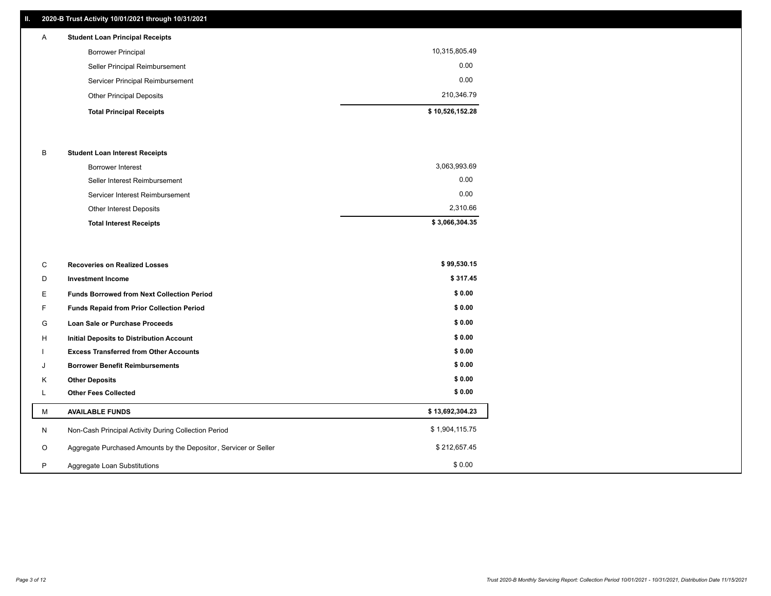## II. 2020-B Trust Activity 10/01/2021 through 10/31/2021

| | | |
|---|---|---|
| A | **Student Loan Principal Receipts** | |
| | Borrower Principal | 10,315,805.49 |
| | Seller Principal Reimbursement | 0.00 |
| | Servicer Principal Reimbursement | 0.00 |
| | Other Principal Deposits | 210,346.79 |
| | **Total Principal Receipts** | **$ 10,526,152.28** |
| B | **Student Loan Interest Receipts** | |
| | Borrower Interest | 3,063,993.69 |
| | Seller Interest Reimbursement | 0.00 |
| | Servicer Interest Reimbursement | 0.00 |
| | Other Interest Deposits | 2,310.66 |
| | **Total Interest Receipts** | **$ 3,066,304.35** |
| C | **Recoveries on Realized Losses** | **$ 99,530.15** |
| D | **Investment Income** | **$ 317.45** |
| E | **Funds Borrowed from Next Collection Period** | **$ 0.00** |
| F | **Funds Repaid from Prior Collection Period** | **$ 0.00** |
| G | **Loan Sale or Purchase Proceeds** | **$ 0.00** |
| H | **Initial Deposits to Distribution Account** | **$ 0.00** |
| I | **Excess Transferred from Other Accounts** | **$ 0.00** |
| J | **Borrower Benefit Reimbursements** | **$ 0.00** |
| K | **Other Deposits** | **$ 0.00** |
| L | **Other Fees Collected** | **$ 0.00** |
| M | **AVAILABLE FUNDS** | **$ 13,692,304.23** |
| N | Non-Cash Principal Activity During Collection Period | $ 1,904,115.75 |
| O | Aggregate Purchased Amounts by the Depositor, Servicer or Seller | $ 212,657.45 |
| P | Aggregate Loan Substitutions | $ 0.00 |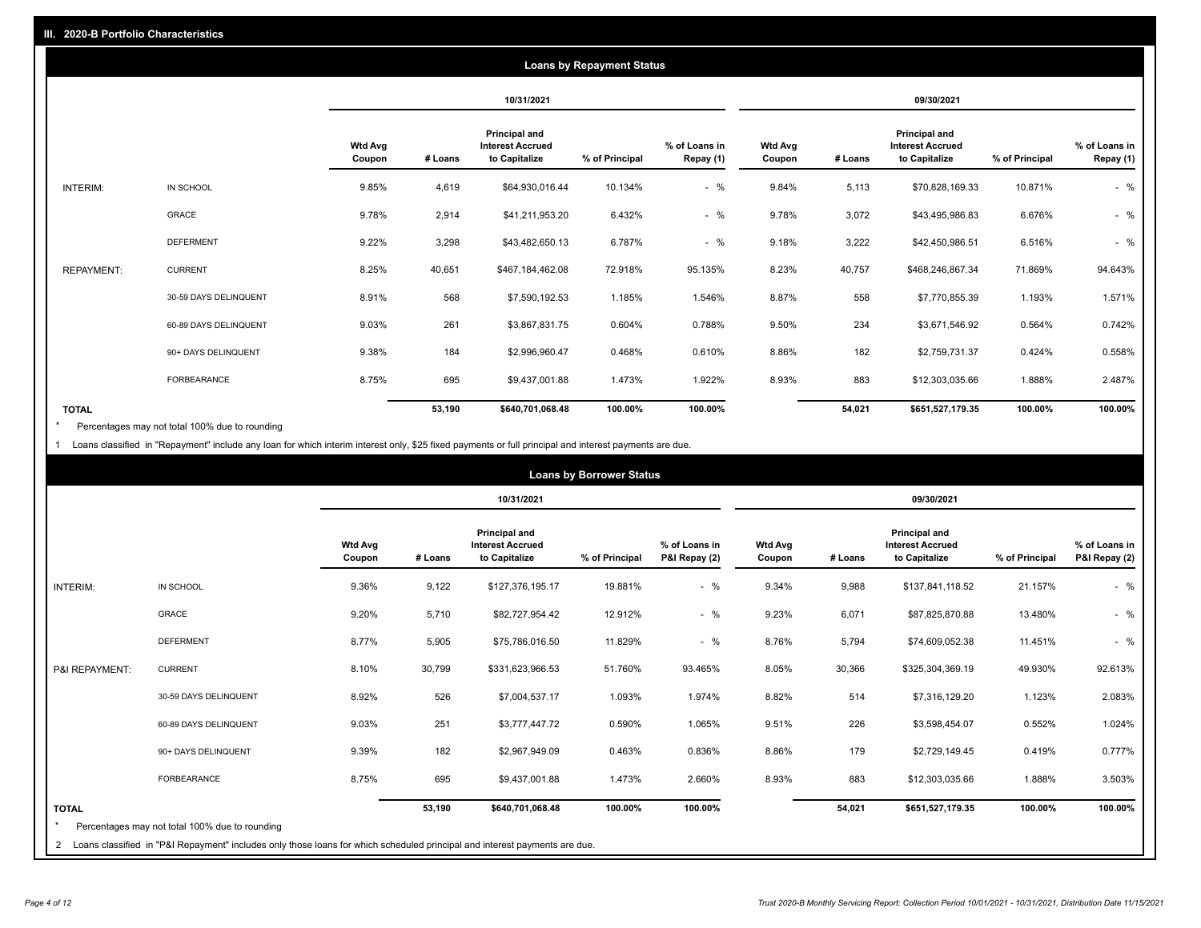## III. 2020-B Portfolio Characteristics

### Loans by Repayment Status

| | | 10/31/2021 | | | | | 09/30/2021 | | | | |
|---|---|---|---|---|---|---|---|---|---|---|---|
| | | Wtd Avg Coupon | # Loans | Principal and Interest Accrued to Capitalize | % of Principal | % of Loans in Repay (1) | Wtd Avg Coupon | # Loans | Principal and Interest Accrued to Capitalize | % of Principal | % of Loans in Repay (1) |
| INTERIM: | IN SCHOOL | 9.85% | 4,619 | $64,930,016.44 | 10.134% | - % | 9.84% | 5,113 | $70,828,169.33 | 10.871% | - % |
| | GRACE | 9.78% | 2,914 | $41,211,953.20 | 6.432% | - % | 9.78% | 3,072 | $43,495,986.83 | 6.676% | - % |
| | DEFERMENT | 9.22% | 3,298 | $43,482,650.13 | 6.787% | - % | 9.18% | 3,222 | $42,450,986.51 | 6.516% | - % |
| REPAYMENT: | CURRENT | 8.25% | 40,651 | $467,184,462.08 | 72.918% | 95.135% | 8.23% | 40,757 | $468,246,867.34 | 71.869% | 94.643% |
| | 30-59 DAYS DELINQUENT | 8.91% | 568 | $7,590,192.53 | 1.185% | 1.546% | 8.87% | 558 | $7,770,855.39 | 1.193% | 1.571% |
| | 60-89 DAYS DELINQUENT | 9.03% | 261 | $3,867,831.75 | 0.604% | 0.788% | 9.50% | 234 | $3,671,546.92 | 0.564% | 0.742% |
| | 90+ DAYS DELINQUENT | 9.38% | 184 | $2,996,960.47 | 0.468% | 0.610% | 8.86% | 182 | $2,759,731.37 | 0.424% | 0.558% |
| | FORBEARANCE | 8.75% | 695 | $9,437,001.88 | 1.473% | 1.922% | 8.93% | 883 | $12,303,035.66 | 1.888% | 2.487% |
| **TOTAL** | | | **53,190** | **$640,701,068.48** | **100.00%** | **100.00%** | | **54,021** | **$651,527,179.35** | **100.00%** | **100.00%** |

\* Percentages may not total 100% due to rounding

1 Loans classified in "Repayment" include any loan for which interim interest only, $25 fixed payments or full principal and interest payments are due.

### Loans by Borrower Status

| | | 10/31/2021 | | | | | 09/30/2021 | | | | |
|---|---|---|---|---|---|---|---|---|---|---|---|
| | | Wtd Avg Coupon | # Loans | Principal and Interest Accrued to Capitalize | % of Principal | % of Loans in P&I Repay (2) | Wtd Avg Coupon | # Loans | Principal and Interest Accrued to Capitalize | % of Principal | % of Loans in P&I Repay (2) |
| INTERIM: | IN SCHOOL | 9.36% | 9,122 | $127,376,195.17 | 19.881% | - % | 9.34% | 9,988 | $137,841,118.52 | 21.157% | - % |
| | GRACE | 9.20% | 5,710 | $82,727,954.42 | 12.912% | - % | 9.23% | 6,071 | $87,825,870.88 | 13.480% | - % |
| | DEFERMENT | 8.77% | 5,905 | $75,786,016.50 | 11.829% | - % | 8.76% | 5,794 | $74,609,052.38 | 11.451% | - % |
| P&I REPAYMENT: | CURRENT | 8.10% | 30,799 | $331,623,966.53 | 51.760% | 93.465% | 8.05% | 30,366 | $325,304,369.19 | 49.930% | 92.613% |
| | 30-59 DAYS DELINQUENT | 8.92% | 526 | $7,004,537.17 | 1.093% | 1.974% | 8.82% | 514 | $7,316,129.20 | 1.123% | 2.083% |
| | 60-89 DAYS DELINQUENT | 9.03% | 251 | $3,777,447.72 | 0.590% | 1.065% | 9.51% | 226 | $3,598,454.07 | 0.552% | 1.024% |
| | 90+ DAYS DELINQUENT | 9.39% | 182 | $2,967,949.09 | 0.463% | 0.836% | 8.86% | 179 | $2,729,149.45 | 0.419% | 0.777% |
| | FORBEARANCE | 8.75% | 695 | $9,437,001.88 | 1.473% | 2.660% | 8.93% | 883 | $12,303,035.66 | 1.888% | 3.503% |
| **TOTAL** | | | **53,190** | **$640,701,068.48** | **100.00%** | **100.00%** | | **54,021** | **$651,527,179.35** | **100.00%** | **100.00%** |

\* Percentages may not total 100% due to rounding

2 Loans classified in "P&I Repayment" includes only those loans for which scheduled principal and interest payments are due.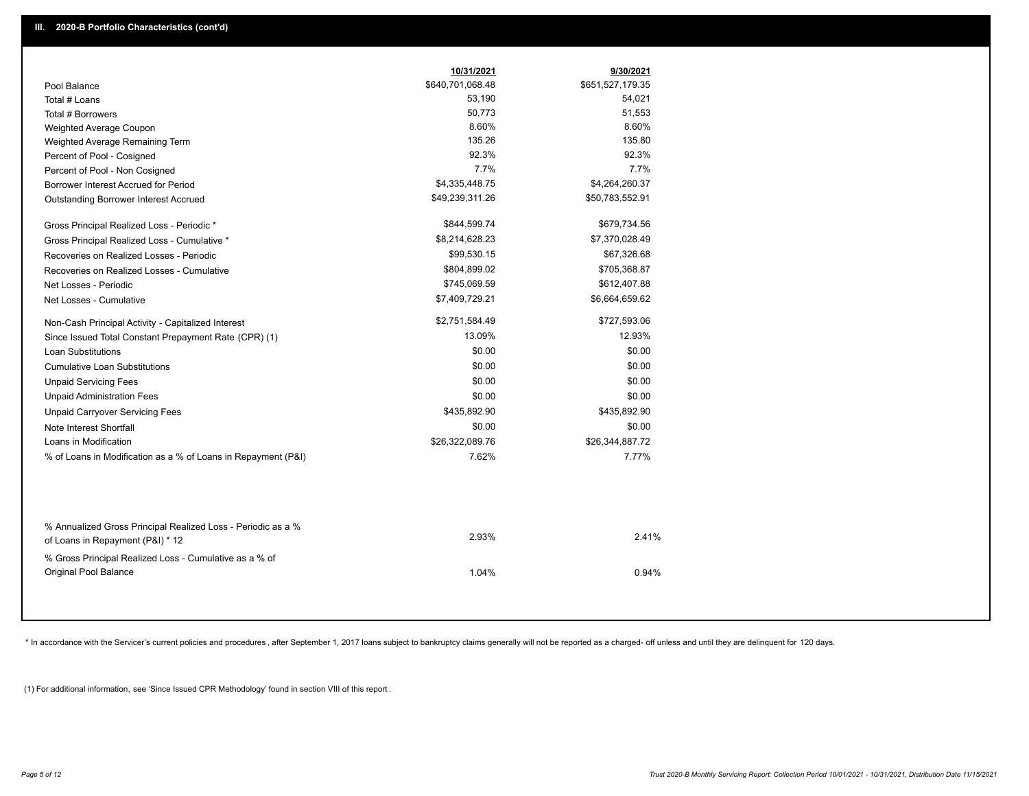## III. 2020-B Portfolio Characteristics (cont'd)

| | 10/31/2021 | 9/30/2021 |
|---|---|---|
| Pool Balance | $640,701,068.48 | $651,527,179.35 |
| Total # Loans | 53,190 | 54,021 |
| Total # Borrowers | 50,773 | 51,553 |
| Weighted Average Coupon | 8.60% | 8.60% |
| Weighted Average Remaining Term | 135.26 | 135.80 |
| Percent of Pool - Cosigned | 92.3% | 92.3% |
| Percent of Pool - Non Cosigned | 7.7% | 7.7% |
| Borrower Interest Accrued for Period | $4,335,448.75 | $4,264,260.37 |
| Outstanding Borrower Interest Accrued | $49,239,311.26 | $50,783,552.91 |
| Gross Principal Realized Loss - Periodic * | $844,599.74 | $679,734.56 |
| Gross Principal Realized Loss - Cumulative * | $8,214,628.23 | $7,370,028.49 |
| Recoveries on Realized Losses - Periodic | $99,530.15 | $67,326.68 |
| Recoveries on Realized Losses - Cumulative | $804,899.02 | $705,368.87 |
| Net Losses - Periodic | $745,069.59 | $612,407.88 |
| Net Losses - Cumulative | $7,409,729.21 | $6,664,659.62 |
| Non-Cash Principal Activity - Capitalized Interest | $2,751,584.49 | $727,593.06 |
| Since Issued Total Constant Prepayment Rate (CPR) (1) | 13.09% | 12.93% |
| Loan Substitutions | $0.00 | $0.00 |
| Cumulative Loan Substitutions | $0.00 | $0.00 |
| Unpaid Servicing Fees | $0.00 | $0.00 |
| Unpaid Administration Fees | $0.00 | $0.00 |
| Unpaid Carryover Servicing Fees | $435,892.90 | $435,892.90 |
| Note Interest Shortfall | $0.00 | $0.00 |
| Loans in Modification | $26,322,089.76 | $26,344,887.72 |
| % of Loans in Modification as a % of Loans in Repayment (P&I) | 7.62% | 7.77% |
| % Annualized Gross Principal Realized Loss - Periodic as a % of Loans in Repayment (P&I) * 12 | 2.93% | 2.41% |
| % Gross Principal Realized Loss - Cumulative as a % of Original Pool Balance | 1.04% | 0.94% |

* In accordance with the Servicer's current policies and procedures, after September 1, 2017 loans subject to bankruptcy claims generally will not be reported as a charged- off unless and until they are delinquent for 120 days.

(1) For additional information, see 'Since Issued CPR Methodology' found in section VIII of this report .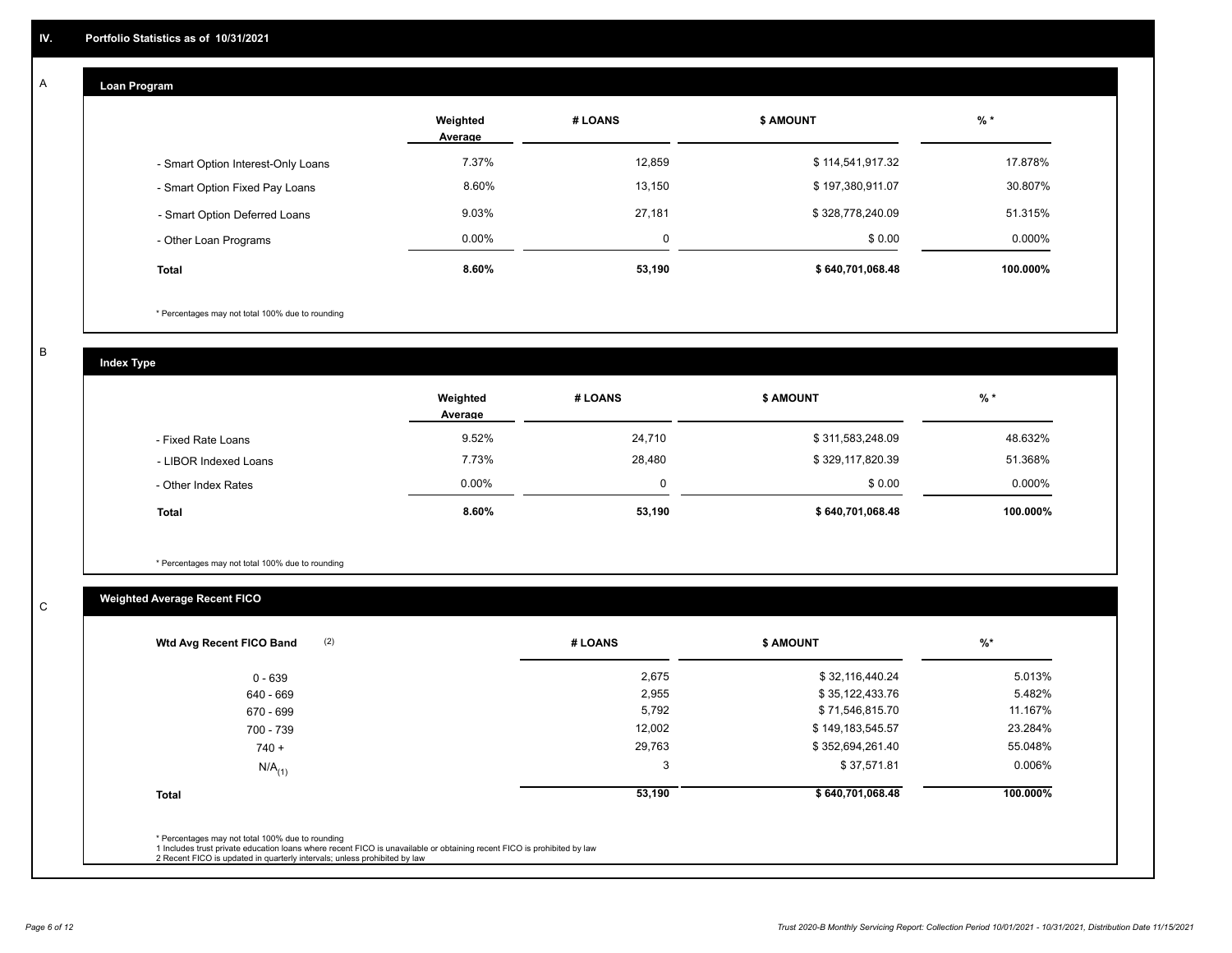## IV. Portfolio Statistics as of 10/31/2021

### A. Loan Program

| | Weighted Average | # LOANS | $ AMOUNT | % * |
|---|---|---|---|---|
| - Smart Option Interest-Only Loans | 7.37% | 12,859 | $ 114,541,917.32 | 17.878% |
| - Smart Option Fixed Pay Loans | 8.60% | 13,150 | $ 197,380,911.07 | 30.807% |
| - Smart Option Deferred Loans | 9.03% | 27,181 | $ 328,778,240.09 | 51.315% |
| - Other Loan Programs | 0.00% | 0 | $ 0.00 | 0.000% |
| **Total** | **8.60%** | **53,190** | **$ 640,701,068.48** | **100.000%** |

\* Percentages may not total 100% due to rounding

### B. Index Type

| | Weighted Average | # LOANS | $ AMOUNT | % * |
|---|---|---|---|---|
| - Fixed Rate Loans | 9.52% | 24,710 | $ 311,583,248.09 | 48.632% |
| - LIBOR Indexed Loans | 7.73% | 28,480 | $ 329,117,820.39 | 51.368% |
| - Other Index Rates | 0.00% | 0 | $ 0.00 | 0.000% |
| **Total** | **8.60%** | **53,190** | **$ 640,701,068.48** | **100.000%** |

\* Percentages may not total 100% due to rounding

### C. Weighted Average Recent FICO

| Wtd Avg Recent FICO Band (2) | # LOANS | $ AMOUNT | %* |
|---|---|---|---|
| 0 - 639 | 2,675 | $ 32,116,440.24 | 5.013% |
| 640 - 669 | 2,955 | $ 35,122,433.76 | 5.482% |
| 670 - 699 | 5,792 | $ 71,546,815.70 | 11.167% |
| 700 - 739 | 12,002 | $ 149,183,545.57 | 23.284% |
| 740 + | 29,763 | $ 352,694,261.40 | 55.048% |
| N/A(1) | 3 | $ 37,571.81 | 0.006% |
| **Total** | **53,190** | **$ 640,701,068.48** | **100.000%** |

\* Percentages may not total 100% due to rounding
1 Includes trust private education loans where recent FICO is unavailable or obtaining recent FICO is prohibited by law
2 Recent FICO is updated in quarterly intervals; unless prohibited by law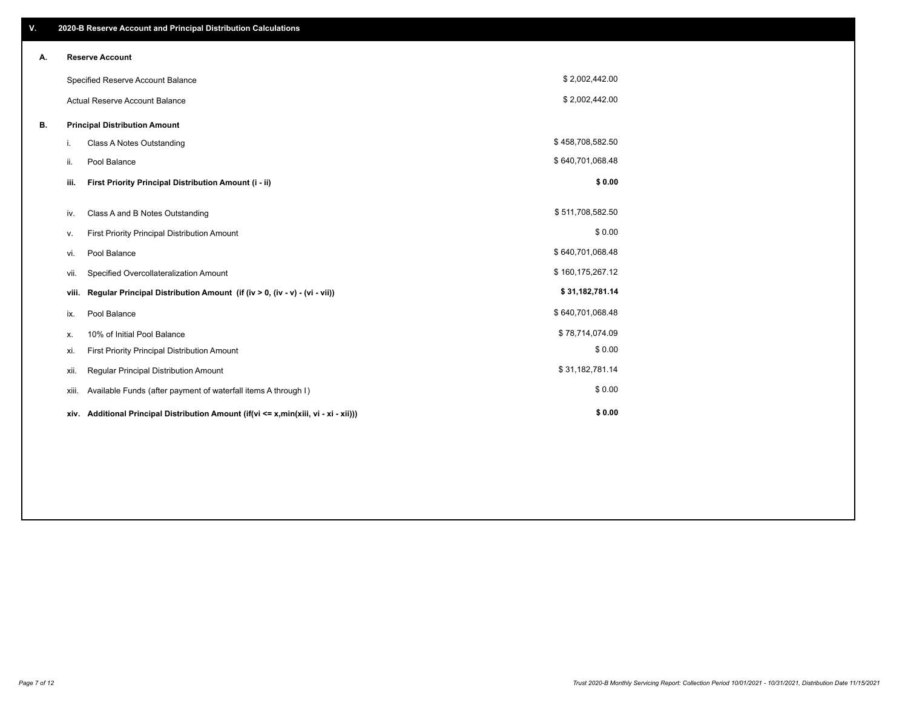## V. 2020-B Reserve Account and Principal Distribution Calculations

### A. Reserve Account

| | |
|---|---|
| Specified Reserve Account Balance | $ 2,002,442.00 |
| Actual Reserve Account Balance | $ 2,002,442.00 |

### B. Principal Distribution Amount

| | | |
|---|---|---|
| i. | Class A Notes Outstanding | $ 458,708,582.50 |
| ii. | Pool Balance | $ 640,701,068.48 |
| **iii.** | **First Priority Principal Distribution Amount (i - ii)** | **$ 0.00** |
| iv. | Class A and B Notes Outstanding | $ 511,708,582.50 |
| v. | First Priority Principal Distribution Amount | $ 0.00 |
| vi. | Pool Balance | $ 640,701,068.48 |
| vii. | Specified Overcollateralization Amount | $ 160,175,267.12 |
| **viii.** | **Regular Principal Distribution Amount (if (iv > 0, (iv - v) - (vi - vii))** | **$ 31,182,781.14** |
| ix. | Pool Balance | $ 640,701,068.48 |
| x. | 10% of Initial Pool Balance | $ 78,714,074.09 |
| xi. | First Priority Principal Distribution Amount | $ 0.00 |
| xii. | Regular Principal Distribution Amount | $ 31,182,781.14 |
| xiii. | Available Funds (after payment of waterfall items A through I) | $ 0.00 |
| **xiv.** | **Additional Principal Distribution Amount (if(vi <= x,min(xiii, vi - xi - xii)))** | **$ 0.00** |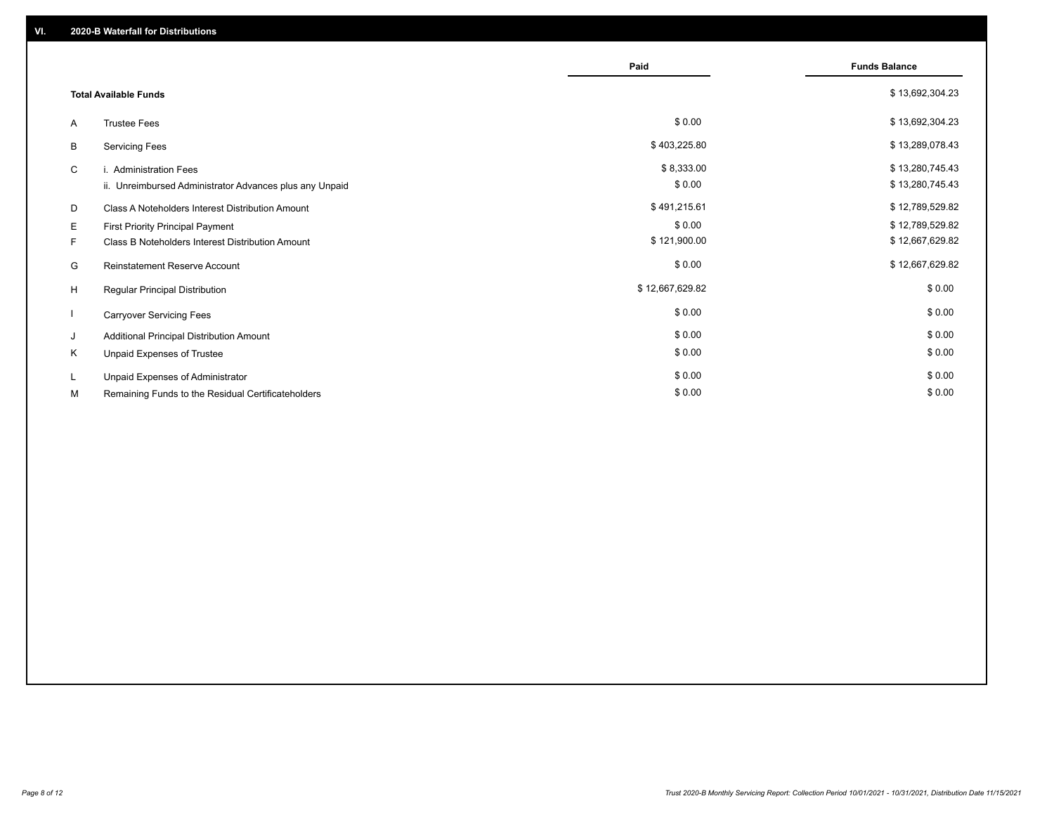## VI. 2020-B Waterfall for Distributions

| | | Paid | Funds Balance |
|---|---|---|---|
| | **Total Available Funds** | | $ 13,692,304.23 |
| A | Trustee Fees | $ 0.00 | $ 13,692,304.23 |
| B | Servicing Fees | $ 403,225.80 | $ 13,289,078.43 |
| C | i. Administration Fees | $ 8,333.00 | $ 13,280,745.43 |
| | ii. Unreimbursed Administrator Advances plus any Unpaid | $ 0.00 | $ 13,280,745.43 |
| D | Class A Noteholders Interest Distribution Amount | $ 491,215.61 | $ 12,789,529.82 |
| E | First Priority Principal Payment | $ 0.00 | $ 12,789,529.82 |
| F | Class B Noteholders Interest Distribution Amount | $ 121,900.00 | $ 12,667,629.82 |
| G | Reinstatement Reserve Account | $ 0.00 | $ 12,667,629.82 |
| H | Regular Principal Distribution | $ 12,667,629.82 | $ 0.00 |
| I | Carryover Servicing Fees | $ 0.00 | $ 0.00 |
| J | Additional Principal Distribution Amount | $ 0.00 | $ 0.00 |
| K | Unpaid Expenses of Trustee | $ 0.00 | $ 0.00 |
| L | Unpaid Expenses of Administrator | $ 0.00 | $ 0.00 |
| M | Remaining Funds to the Residual Certificateholders | $ 0.00 | $ 0.00 |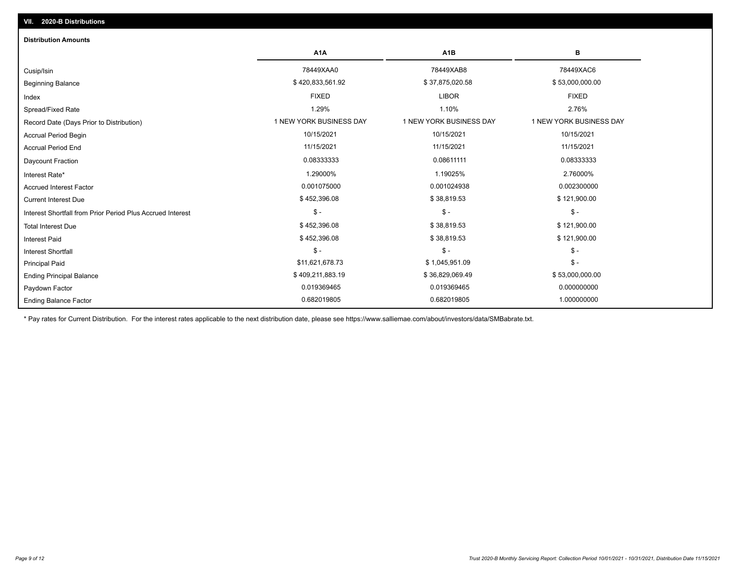## VII. 2020-B Distributions

### Distribution Amounts

| | A1A | A1B | B |
|---|---|---|---|
| Cusip/Isin | 78449XAA0 | 78449XAB8 | 78449XAC6 |
| Beginning Balance | $ 420,833,561.92 | $ 37,875,020.58 | $ 53,000,000.00 |
| Index | FIXED | LIBOR | FIXED |
| Spread/Fixed Rate | 1.29% | 1.10% | 2.76% |
| Record Date (Days Prior to Distribution) | 1 NEW YORK BUSINESS DAY | 1 NEW YORK BUSINESS DAY | 1 NEW YORK BUSINESS DAY |
| Accrual Period Begin | 10/15/2021 | 10/15/2021 | 10/15/2021 |
| Accrual Period End | 11/15/2021 | 11/15/2021 | 11/15/2021 |
| Daycount Fraction | 0.08333333 | 0.08611111 | 0.08333333 |
| Interest Rate* | 1.29000% | 1.19025% | 2.76000% |
| Accrued Interest Factor | 0.001075000 | 0.001024938 | 0.002300000 |
| Current Interest Due | $ 452,396.08 | $ 38,819.53 | $ 121,900.00 |
| Interest Shortfall from Prior Period Plus Accrued Interest | $ - | $ - | $ - |
| Total Interest Due | $ 452,396.08 | $ 38,819.53 | $ 121,900.00 |
| Interest Paid | $ 452,396.08 | $ 38,819.53 | $ 121,900.00 |
| Interest Shortfall | $ - | $ - | $ - |
| Principal Paid | $11,621,678.73 | $ 1,045,951.09 | $ - |
| Ending Principal Balance | $ 409,211,883.19 | $ 36,829,069.49 | $ 53,000,000.00 |
| Paydown Factor | 0.019369465 | 0.019369465 | 0.000000000 |
| Ending Balance Factor | 0.682019805 | 0.682019805 | 1.000000000 |

* Pay rates for Current Distribution. For the interest rates applicable to the next distribution date, please see https://www.salliemae.com/about/investors/data/SMBabrate.txt.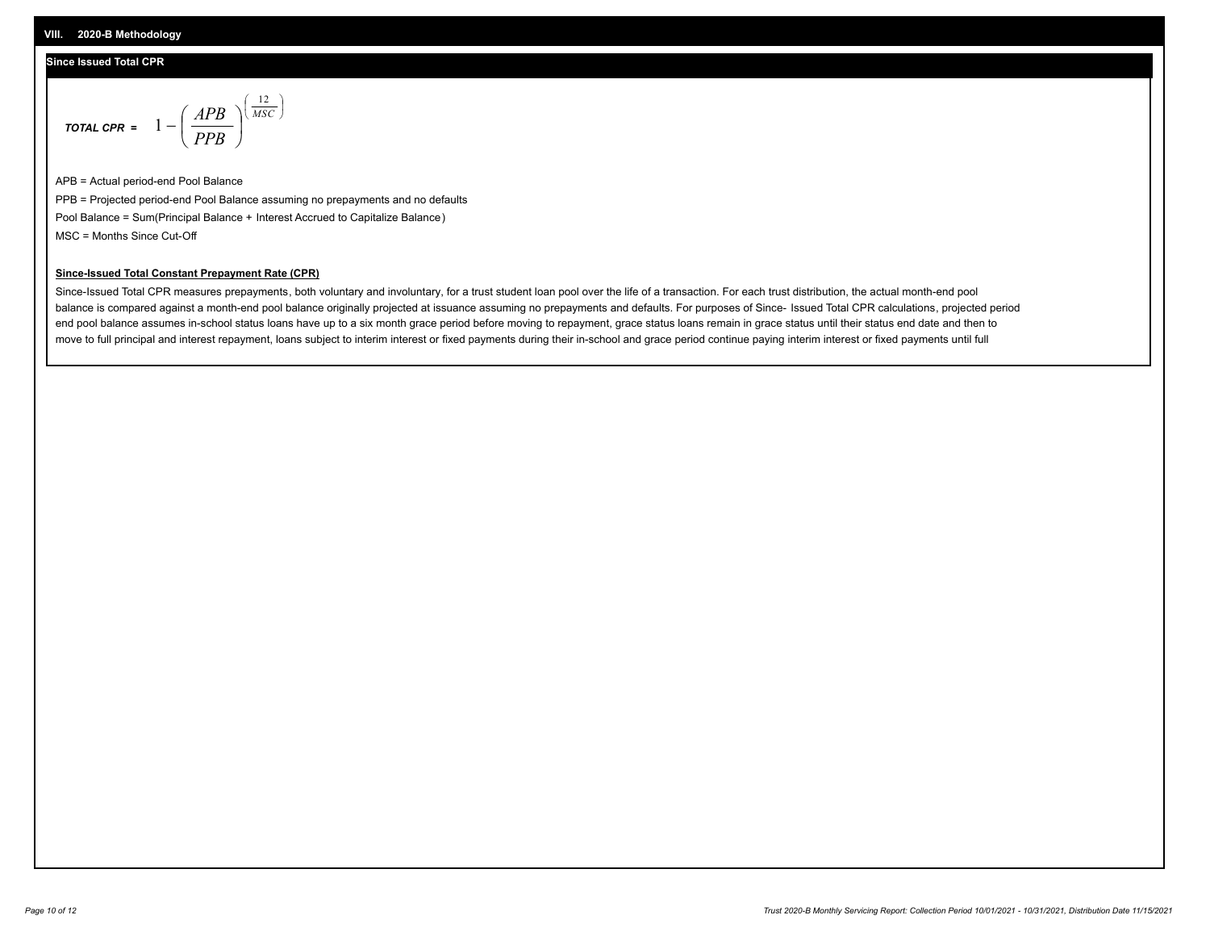## VIII. 2020-B Methodology

### Since Issued Total CPR

$$\textbf{TOTAL CPR} = 1 - \left( \frac{APB}{PPB} \right)^{\left( \frac{12}{MSC} \right)}$$

APB = Actual period-end Pool Balance

PPB = Projected period-end Pool Balance assuming no prepayments and no defaults

Pool Balance = Sum(Principal Balance + Interest Accrued to Capitalize Balance)

MSC = Months Since Cut-Off

**Since-Issued Total Constant Prepayment Rate (CPR)**

Since-Issued Total CPR measures prepayments, both voluntary and involuntary, for a trust student loan pool over the life of a transaction. For each trust distribution, the actual month-end pool balance is compared against a month-end pool balance originally projected at issuance assuming no prepayments and defaults. For purposes of Since- Issued Total CPR calculations, projected period end pool balance assumes in-school status loans have up to a six month grace period before moving to repayment, grace status loans remain in grace status until their status end date and then to move to full principal and interest repayment, loans subject to interim interest or fixed payments during their in-school and grace period continue paying interim interest or fixed payments until full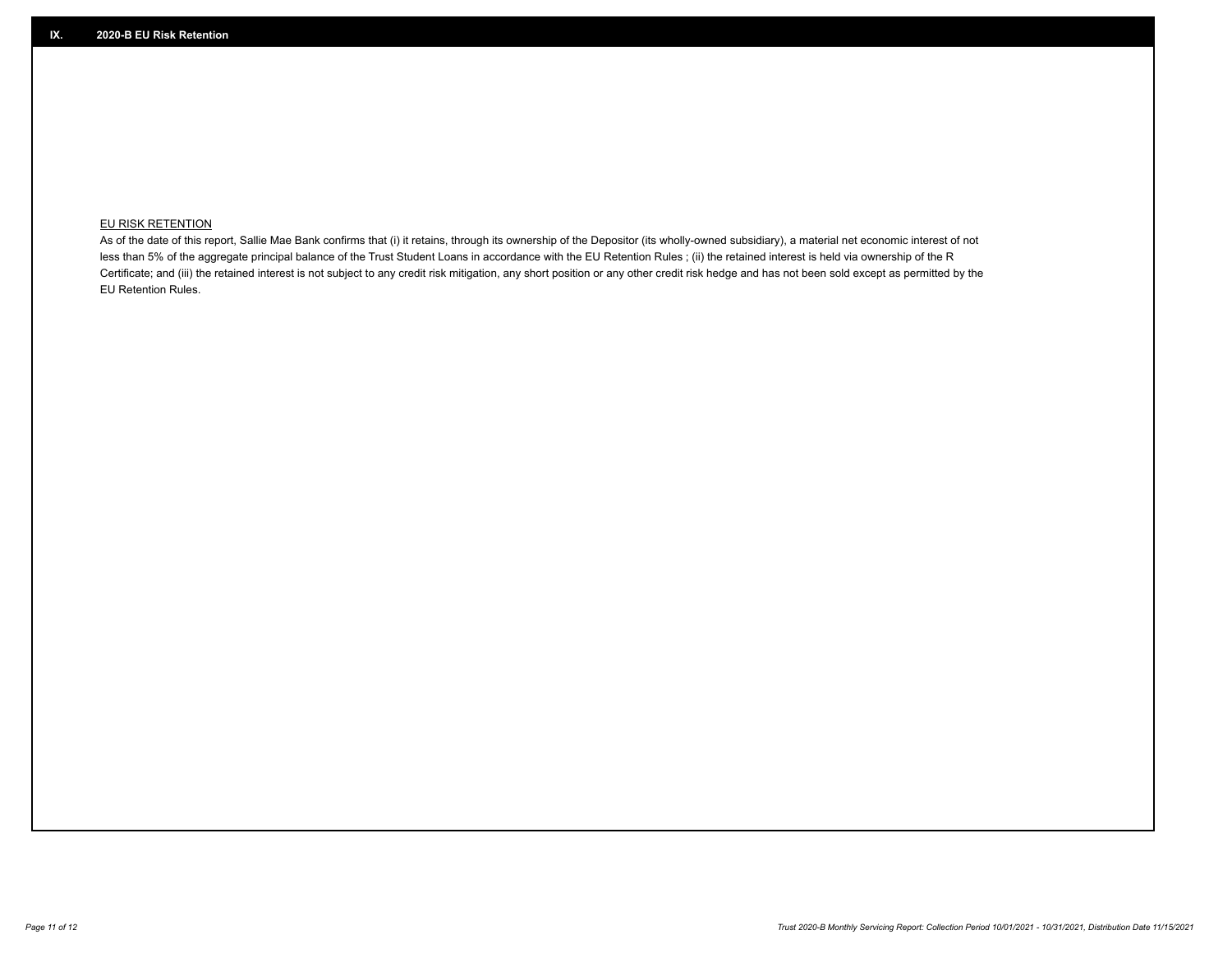## IX. 2020-B EU Risk Retention

EU RISK RETENTION

As of the date of this report, Sallie Mae Bank confirms that (i) it retains, through its ownership of the Depositor (its wholly-owned subsidiary), a material net economic interest of not less than 5% of the aggregate principal balance of the Trust Student Loans in accordance with the EU Retention Rules ; (ii) the retained interest is held via ownership of the R Certificate; and (iii) the retained interest is not subject to any credit risk mitigation, any short position or any other credit risk hedge and has not been sold except as permitted by the EU Retention Rules.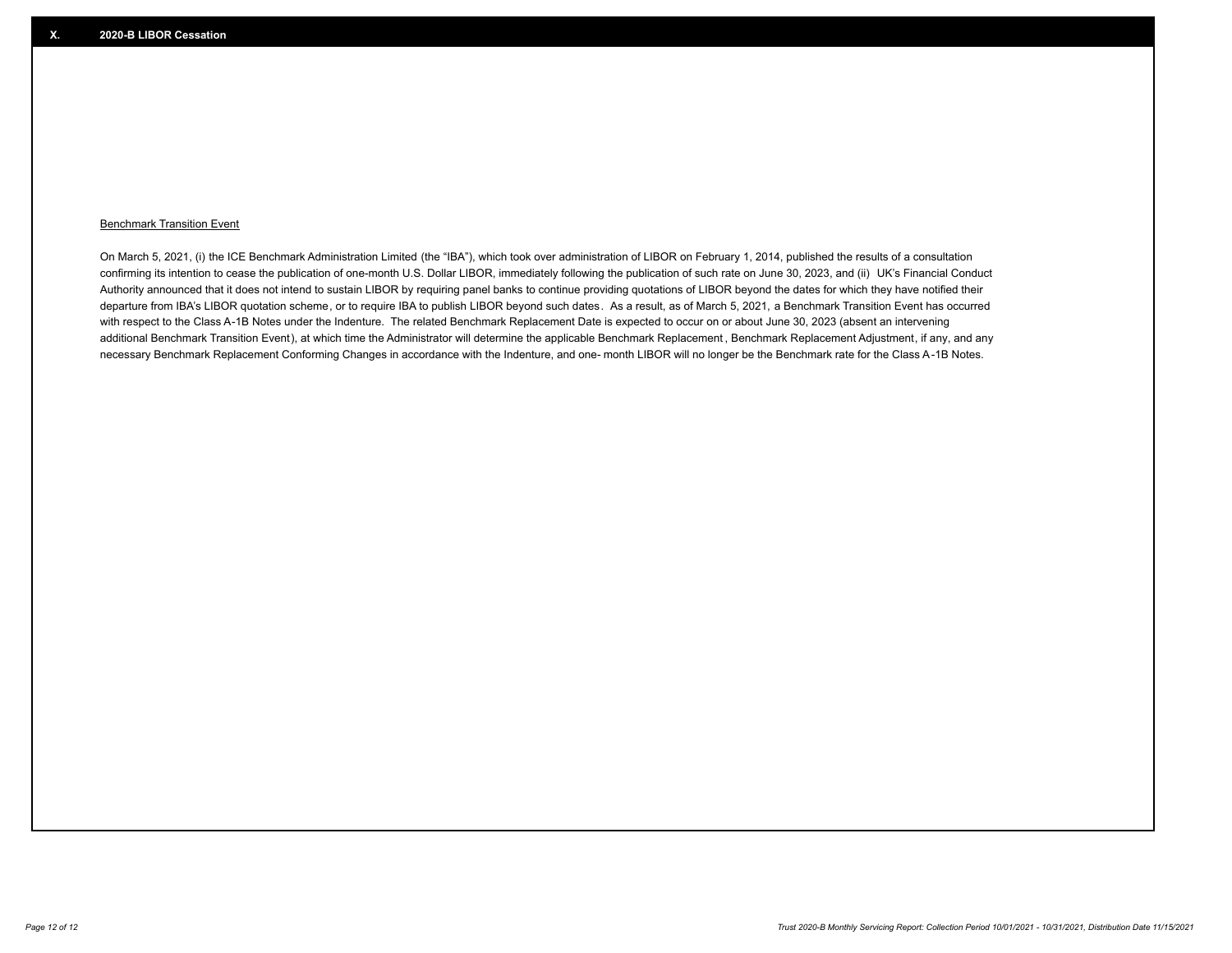## X. 2020-B LIBOR Cessation

Benchmark Transition Event

On March 5, 2021, (i) the ICE Benchmark Administration Limited (the "IBA"), which took over administration of LIBOR on February 1, 2014, published the results of a consultation confirming its intention to cease the publication of one-month U.S. Dollar LIBOR, immediately following the publication of such rate on June 30, 2023, and (ii) UK's Financial Conduct Authority announced that it does not intend to sustain LIBOR by requiring panel banks to continue providing quotations of LIBOR beyond the dates for which they have notified their departure from IBA's LIBOR quotation scheme, or to require IBA to publish LIBOR beyond such dates. As a result, as of March 5, 2021, a Benchmark Transition Event has occurred with respect to the Class A-1B Notes under the Indenture. The related Benchmark Replacement Date is expected to occur on or about June 30, 2023 (absent an intervening additional Benchmark Transition Event), at which time the Administrator will determine the applicable Benchmark Replacement, Benchmark Replacement Adjustment, if any, and any necessary Benchmark Replacement Conforming Changes in accordance with the Indenture, and one- month LIBOR will no longer be the Benchmark rate for the Class A-1B Notes.